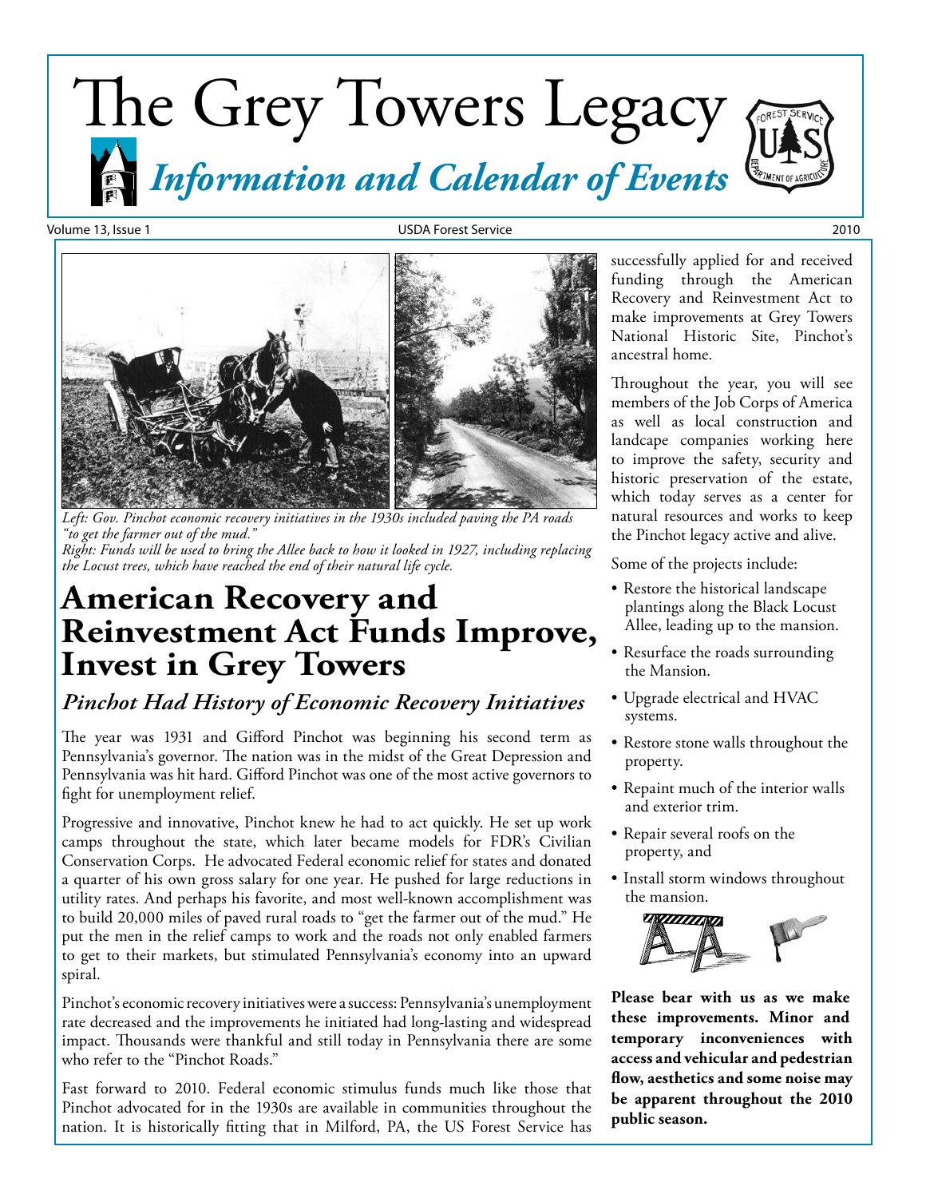# The Grey Towers Legacy

## *Information and Calendar of Events*

Volume 13, Issue 1 — USDA Forest Service — 2010

*Left: Gov. Pinchot economic recovery initiatives in the 1930s included paving the PA roads "to get the farmer out of the mud."*
*Right: Funds will be used to bring the Allee back to how it looked in 1927, including replacing the Locust trees, which have reached the end of their natural life cycle.*

# American Recovery and Reinvestment Act Funds Improve, Invest in Grey Towers

## *Pinchot Had History of Economic Recovery Initiatives*

The year was 1931 and Gifford Pinchot was beginning his second term as Pennsylvania's governor. The nation was in the midst of the Great Depression and Pennsylvania was hit hard. Gifford Pinchot was one of the most active governors to fight for unemployment relief.

Progressive and innovative, Pinchot knew he had to act quickly. He set up work camps throughout the state, which later became models for FDR's Civilian Conservation Corps. He advocated Federal economic relief for states and donated a quarter of his own gross salary for one year. He pushed for large reductions in utility rates. And perhaps his favorite, and most well-known accomplishment was to build 20,000 miles of paved rural roads to "get the farmer out of the mud." He put the men in the relief camps to work and the roads not only enabled farmers to get to their markets, but stimulated Pennsylvania's economy into an upward spiral.

Pinchot's economic recovery initiatives were a success: Pennsylvania's unemployment rate decreased and the improvements he initiated had long-lasting and widespread impact. Thousands were thankful and still today in Pennsylvania there are some who refer to the "Pinchot Roads."

Fast forward to 2010. Federal economic stimulus funds much like those that Pinchot advocated for in the 1930s are available in communities throughout the nation. It is historically fitting that in Milford, PA, the US Forest Service has successfully applied for and received funding through the American Recovery and Reinvestment Act to make improvements at Grey Towers National Historic Site, Pinchot's ancestral home.

Throughout the year, you will see members of the Job Corps of America as well as local construction and landcape companies working here to improve the safety, security and historic preservation of the estate, which today serves as a center for natural resources and works to keep the Pinchot legacy active and alive.

Some of the projects include:

- Restore the historical landscape plantings along the Black Locust Allee, leading up to the mansion.
- Resurface the roads surrounding the Mansion.
- Upgrade electrical and HVAC systems.
- Restore stone walls throughout the property.
- Repaint much of the interior walls and exterior trim.
- Repair several roofs on the property, and
- Install storm windows throughout the mansion.

**Please bear with us as we make these improvements. Minor and temporary inconveniences with access and vehicular and pedestrian flow, aesthetics and some noise may be apparent throughout the 2010 public season.**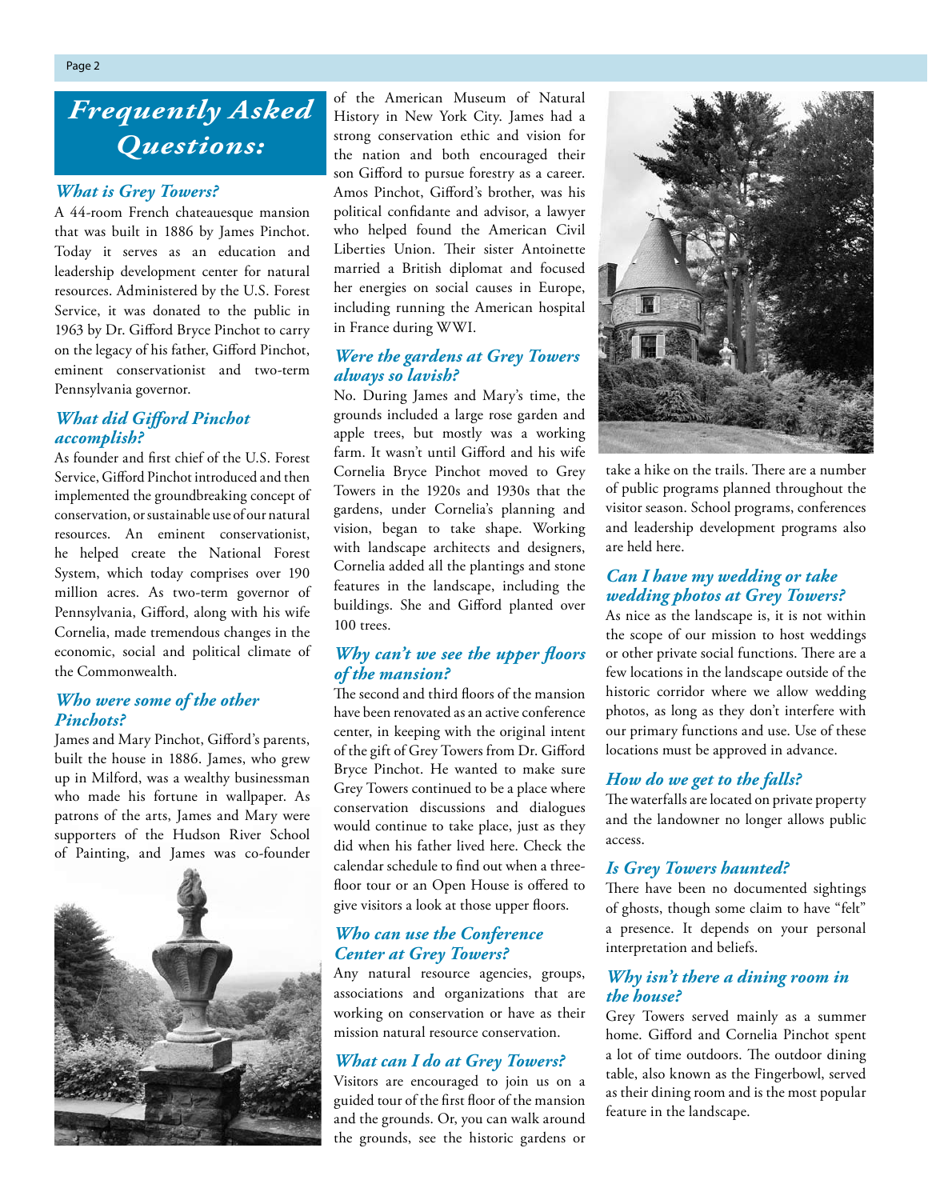# Frequently Asked Questions:

### What is Grey Towers?

A 44-room French chateauesque mansion that was built in 1886 by James Pinchot. Today it serves as an education and leadership development center for natural resources. Administered by the U.S. Forest Service, it was donated to the public in 1963 by Dr. Gifford Bryce Pinchot to carry on the legacy of his father, Gifford Pinchot, eminent conservationist and two-term Pennsylvania governor.

### What did Gifford Pinchot accomplish?

As founder and first chief of the U.S. Forest Service, Gifford Pinchot introduced and then implemented the groundbreaking concept of conservation, or sustainable use of our natural resources. An eminent conservationist, he helped create the National Forest System, which today comprises over 190 million acres. As two-term governor of Pennsylvania, Gifford, along with his wife Cornelia, made tremendous changes in the economic, social and political climate of the Commonwealth.

### Who were some of the other Pinchots?

James and Mary Pinchot, Gifford's parents, built the house in 1886. James, who grew up in Milford, was a wealthy businessman who made his fortune in wallpaper. As patrons of the arts, James and Mary were supporters of the Hudson River School of Painting, and James was co-founder of the American Museum of Natural History in New York City. James had a strong conservation ethic and vision for the nation and both encouraged their son Gifford to pursue forestry as a career. Amos Pinchot, Gifford's brother, was his political confidante and advisor, a lawyer who helped found the American Civil Liberties Union. Their sister Antoinette married a British diplomat and focused her energies on social causes in Europe, including running the American hospital in France during WWI.

### Were the gardens at Grey Towers always so lavish?

No. During James and Mary's time, the grounds included a large rose garden and apple trees, but mostly was a working farm. It wasn't until Gifford and his wife Cornelia Bryce Pinchot moved to Grey Towers in the 1920s and 1930s that the gardens, under Cornelia's planning and vision, began to take shape. Working with landscape architects and designers, Cornelia added all the plantings and stone features in the landscape, including the buildings. She and Gifford planted over 100 trees.

### Why can't we see the upper floors of the mansion?

The second and third floors of the mansion have been renovated as an active conference center, in keeping with the original intent of the gift of Grey Towers from Dr. Gifford Bryce Pinchot. He wanted to make sure Grey Towers continued to be a place where conservation discussions and dialogues would continue to take place, just as they did when his father lived here. Check the calendar schedule to find out when a three-floor tour or an Open House is offered to give visitors a look at those upper floors.

### Who can use the Conference Center at Grey Towers?

Any natural resource agencies, groups, associations and organizations that are working on conservation or have as their mission natural resource conservation.

### What can I do at Grey Towers?

Visitors are encouraged to join us on a guided tour of the first floor of the mansion and the grounds. Or, you can walk around the grounds, see the historic gardens or take a hike on the trails. There are a number of public programs planned throughout the visitor season. School programs, conferences and leadership development programs also are held here.

### Can I have my wedding or take wedding photos at Grey Towers?

As nice as the landscape is, it is not within the scope of our mission to host weddings or other private social functions. There are a few locations in the landscape outside of the historic corridor where we allow wedding photos, as long as they don't interfere with our primary functions and use. Use of these locations must be approved in advance.

### How do we get to the falls?

The waterfalls are located on private property and the landowner no longer allows public access.

### Is Grey Towers haunted?

There have been no documented sightings of ghosts, though some claim to have "felt" a presence. It depends on your personal interpretation and beliefs.

### Why isn't there a dining room in the house?

Grey Towers served mainly as a summer home. Gifford and Cornelia Pinchot spent a lot of time outdoors. The outdoor dining table, also known as the Fingerbowl, served as their dining room and is the most popular feature in the landscape.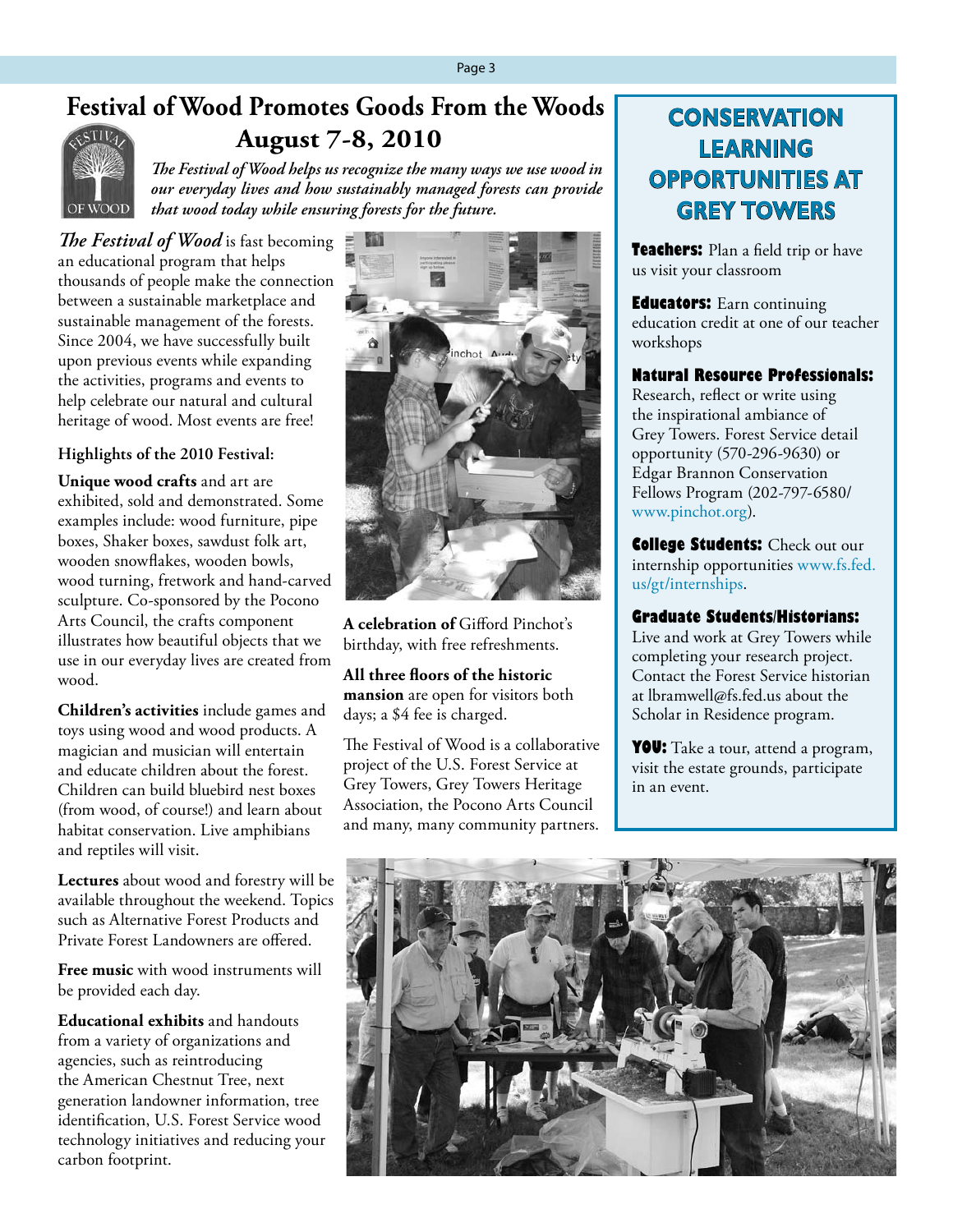# Festival of Wood Promotes Goods From the Woods August 7-8, 2010

***The Festival of Wood helps us recognize the many ways we use wood in our everyday lives and how sustainably managed forests can provide that wood today while ensuring forests for the future.***

***The Festival of Wood*** is fast becoming an educational program that helps thousands of people make the connection between a sustainable marketplace and sustainable management of the forests. Since 2004, we have successfully built upon previous events while expanding the activities, programs and events to help celebrate our natural and cultural heritage of wood. Most events are free!

**Highlights of the 2010 Festival:**

**Unique wood crafts** and art are exhibited, sold and demonstrated. Some examples include: wood furniture, pipe boxes, Shaker boxes, sawdust folk art, wooden snowflakes, wooden bowls, wood turning, fretwork and hand-carved sculpture. Co-sponsored by the Pocono Arts Council, the crafts component illustrates how beautiful objects that we use in our everyday lives are created from wood.

**Children's activities** include games and toys using wood and wood products. A magician and musician will entertain and educate children about the forest. Children can build bluebird nest boxes (from wood, of course!) and learn about habitat conservation. Live amphibians and reptiles will visit.

**Lectures** about wood and forestry will be available throughout the weekend. Topics such as Alternative Forest Products and Private Forest Landowners are offered.

**Free music** with wood instruments will be provided each day.

**Educational exhibits** and handouts from a variety of organizations and agencies, such as reintroducing the American Chestnut Tree, next generation landowner information, tree identification, U.S. Forest Service wood technology initiatives and reducing your carbon footprint.

**A celebration of** Gifford Pinchot's birthday, with free refreshments.

**All three floors of the historic mansion** are open for visitors both days; a $4 fee is charged.

The Festival of Wood is a collaborative project of the U.S. Forest Service at Grey Towers, Grey Towers Heritage Association, the Pocono Arts Council and many, many community partners.

## CONSERVATION LEARNING OPPORTUNITIES AT GREY TOWERS

**Teachers:** Plan a field trip or have us visit your classroom

**Educators:** Earn continuing education credit at one of our teacher workshops

**Natural Resource Professionals:** Research, reflect or write using the inspirational ambiance of Grey Towers. Forest Service detail opportunity (570-296-9630) or Edgar Brannon Conservation Fellows Program (202-797-6580/ www.pinchot.org).

**College Students:** Check out our internship opportunities www.fs.fed.us/gt/internships.

**Graduate Students/Historians:** Live and work at Grey Towers while completing your research project. Contact the Forest Service historian at lbramwell@fs.fed.us about the Scholar in Residence program.

**YOU:** Take a tour, attend a program, visit the estate grounds, participate in an event.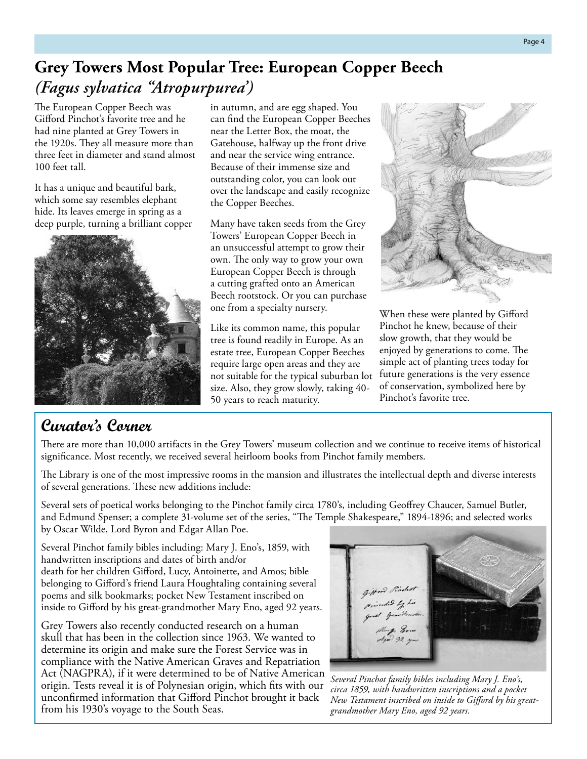# Grey Towers Most Popular Tree: European Copper Beech

## *(Fagus sylvatica "Atropurpurea')*

The European Copper Beech was Gifford Pinchot's favorite tree and he had nine planted at Grey Towers in the 1920s. They all measure more than three feet in diameter and stand almost 100 feet tall.

It has a unique and beautiful bark, which some say resembles elephant hide. Its leaves emerge in spring as a deep purple, turning a brilliant copper in autumn, and are egg shaped. You can find the European Copper Beeches near the Letter Box, the moat, the Gatehouse, halfway up the front drive and near the service wing entrance. Because of their immense size and outstanding color, you can look out over the landscape and easily recognize the Copper Beeches.

Many have taken seeds from the Grey Towers' European Copper Beech in an unsuccessful attempt to grow their own. The only way to grow your own European Copper Beech is through a cutting grafted onto an American Beech rootstock. Or you can purchase one from a specialty nursery.

Like its common name, this popular tree is found readily in Europe. As an estate tree, European Copper Beeches require large open areas and they are not suitable for the typical suburban lot size. Also, they grow slowly, taking 40-50 years to reach maturity.

When these were planted by Gifford Pinchot he knew, because of their slow growth, that they would be enjoyed by generations to come. The simple act of planting trees today for future generations is the very essence of conservation, symbolized here by Pinchot's favorite tree.

## Curator's Corner

There are more than 10,000 artifacts in the Grey Towers' museum collection and we continue to receive items of historical significance. Most recently, we received several heirloom books from Pinchot family members.

The Library is one of the most impressive rooms in the mansion and illustrates the intellectual depth and diverse interests of several generations. These new additions include:

Several sets of poetical works belonging to the Pinchot family circa 1780's, including Geoffrey Chaucer, Samuel Butler, and Edmund Spenser; a complete 31-volume set of the series, "The Temple Shakespeare," 1894-1896; and selected works by Oscar Wilde, Lord Byron and Edgar Allan Poe.

Several Pinchot family bibles including: Mary J. Eno's, 1859, with handwritten inscriptions and dates of birth and/or death for her children Gifford, Lucy, Antoinette, and Amos; bible belonging to Gifford's friend Laura Houghtaling containing several poems and silk bookmarks; pocket New Testament inscribed on inside to Gifford by his great-grandmother Mary Eno, aged 92 years.

Grey Towers also recently conducted research on a human skull that has been in the collection since 1963. We wanted to determine its origin and make sure the Forest Service was in compliance with the Native American Graves and Repatriation Act (NAGPRA), if it were determined to be of Native American origin. Tests reveal it is of Polynesian origin, which fits with our unconfirmed information that Gifford Pinchot brought it back from his 1930's voyage to the South Seas.

*Several Pinchot family bibles including Mary J. Eno's, circa 1859, with handwritten inscriptions and a pocket New Testament inscribed on inside to Gifford by his great-grandmother Mary Eno, aged 92 years.*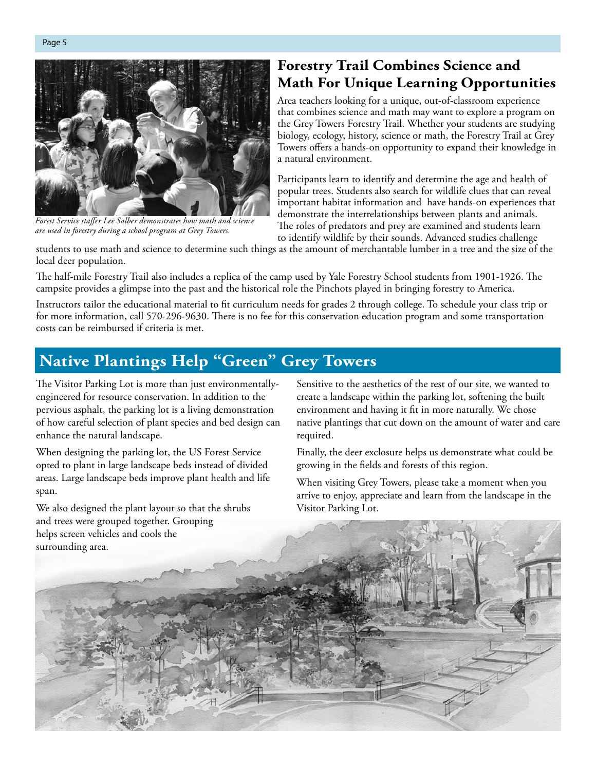*Forest Service staffer Lee Salber demonstrates how math and science are used in forestry during a school program at Grey Towers.*

## Forestry Trail Combines Science and Math For Unique Learning Opportunities

Area teachers looking for a unique, out-of-classroom experience that combines science and math may want to explore a program on the Grey Towers Forestry Trail. Whether your students are studying biology, ecology, history, science or math, the Forestry Trail at Grey Towers offers a hands-on opportunity to expand their knowledge in a natural environment.

Participants learn to identify and determine the age and health of popular trees. Students also search for wildlife clues that can reveal important habitat information and have hands-on experiences that demonstrate the interrelationships between plants and animals. The roles of predators and prey are examined and students learn to identify wildlife by their sounds. Advanced studies challenge students to use math and science to determine such things as the amount of merchantable lumber in a tree and the size of the local deer population.

The half-mile Forestry Trail also includes a replica of the camp used by Yale Forestry School students from 1901-1926. The campsite provides a glimpse into the past and the historical role the Pinchots played in bringing forestry to America.

Instructors tailor the educational material to fit curriculum needs for grades 2 through college. To schedule your class trip or for more information, call 570-296-9630. There is no fee for this conservation education program and some transportation costs can be reimbursed if criteria is met.

## Native Plantings Help "Green" Grey Towers

The Visitor Parking Lot is more than just environmentally-engineered for resource conservation. In addition to the pervious asphalt, the parking lot is a living demonstration of how careful selection of plant species and bed design can enhance the natural landscape.

When designing the parking lot, the US Forest Service opted to plant in large landscape beds instead of divided areas. Large landscape beds improve plant health and life span.

We also designed the plant layout so that the shrubs and trees were grouped together. Grouping helps screen vehicles and cools the surrounding area.

Sensitive to the aesthetics of the rest of our site, we wanted to create a landscape within the parking lot, softening the built environment and having it fit in more naturally. We chose native plantings that cut down on the amount of water and care required.

Finally, the deer exclosure helps us demonstrate what could be growing in the fields and forests of this region.

When visiting Grey Towers, please take a moment when you arrive to enjoy, appreciate and learn from the landscape in the Visitor Parking Lot.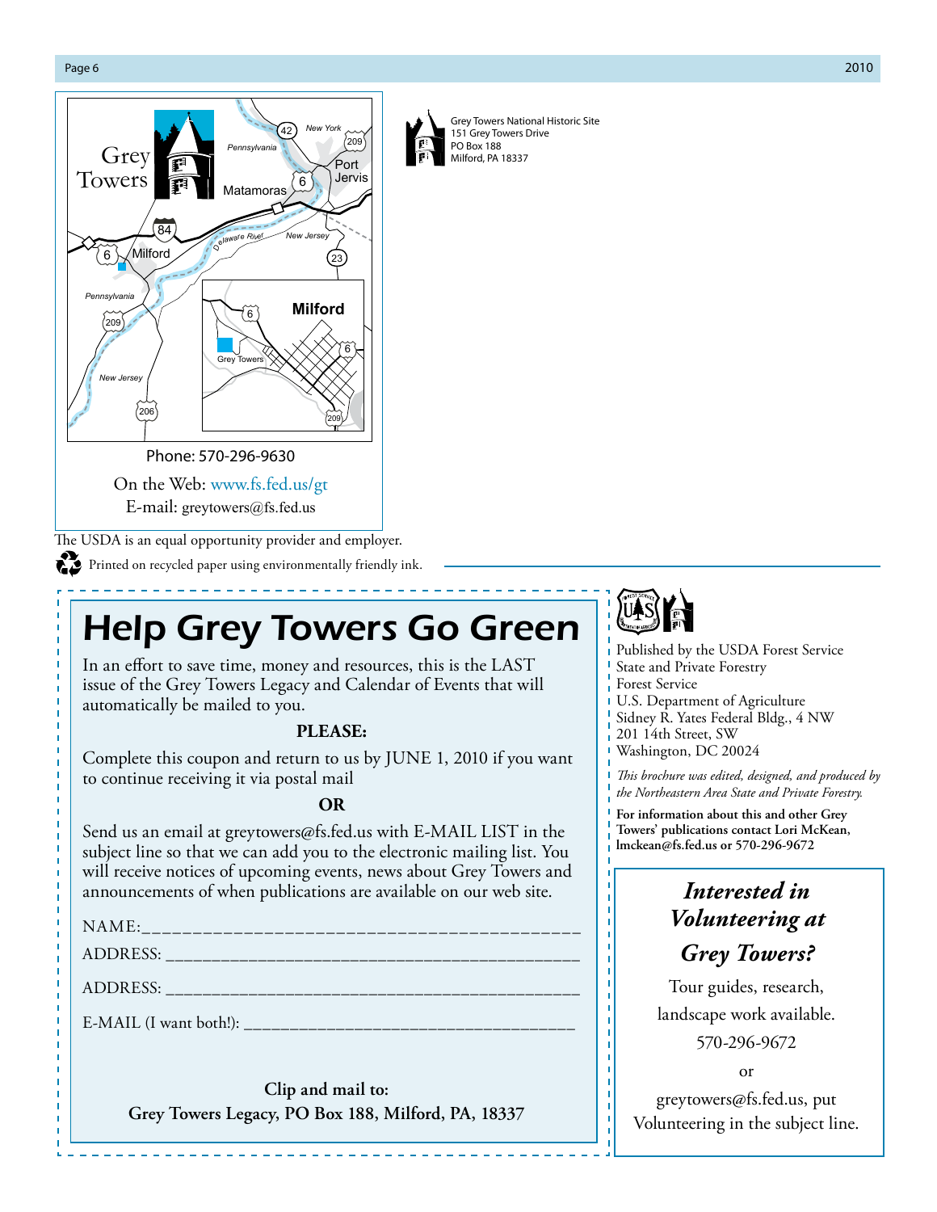Grey Towers National Historic Site
151 Grey Towers Drive
PO Box 188
Milford, PA 18337

Phone: 570-296-9630

On the Web: www.fs.fed.us/gt

E-mail: greytowers@fs.fed.us

The USDA is an equal opportunity provider and employer.

Printed on recycled paper using environmentally friendly ink.

# Help Grey Towers Go Green

In an effort to save time, money and resources, this is the LAST issue of the Grey Towers Legacy and Calendar of Events that will automatically be mailed to you.

**PLEASE:**

Complete this coupon and return to us by JUNE 1, 2010 if you want to continue receiving it via postal mail

**OR**

Send us an email at greytowers@fs.fed.us with E-MAIL LIST in the subject line so that we can add you to the electronic mailing list. You will receive notices of upcoming events, news about Grey Towers and announcements of when publications are available on our web site.

NAME:___________________________________________

ADDRESS: ________________________________________

ADDRESS: ________________________________________

E-MAIL (I want both!): ____________________________

**Clip and mail to:**
**Grey Towers Legacy, PO Box 188, Milford, PA, 18337**

Published by the USDA Forest Service
State and Private Forestry
Forest Service
U.S. Department of Agriculture
Sidney R. Yates Federal Bldg., 4 NW
201 14th Street, SW
Washington, DC 20024

*This brochure was edited, designed, and produced by the Northeastern Area State and Private Forestry.*

**For information about this and other Grey Towers' publications contact Lori McKean, lmckean@fs.fed.us or 570-296-9672**

## *Interested in Volunteering at Grey Towers?*

Tour guides, research, landscape work available.

570-296-9672

or

greytowers@fs.fed.us, put Volunteering in the subject line.